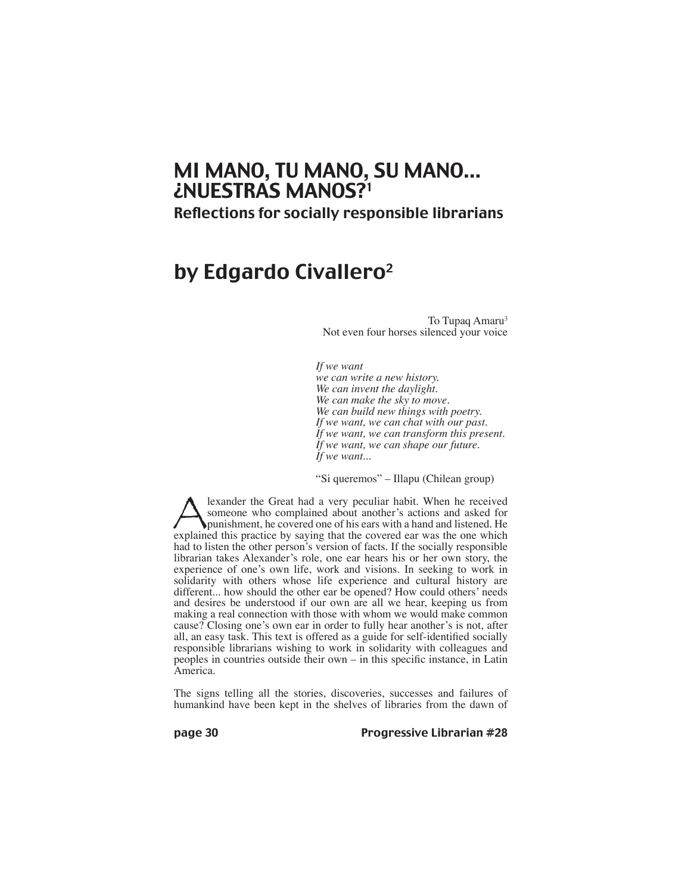# MI MANO, TU MANO, SU MANO... ¿NUESTRAS MANOS?[1]

## Reflections for socially responsible librarians

## by Edgardo Civallero[2]

To Tupaq Amaru[3]
Not even four horses silenced your voice

*If we want*
*we can write a new history.*
*We can invent the daylight.*
*We can make the sky to move.*
*We can build new things with poetry.*
*If we want, we can chat with our past.*
*If we want, we can transform this present.*
*If we want, we can shape our future.*
*If we want...*

"Si queremos" – Illapu (Chilean group)

Alexander the Great had a very peculiar habit. When he received someone who complained about another's actions and asked for punishment, he covered one of his ears with a hand and listened. He explained this practice by saying that the covered ear was the one which had to listen the other person's version of facts. If the socially responsible librarian takes Alexander's role, one ear hears his or her own story, the experience of one's own life, work and visions. In seeking to work in solidarity with others whose life experience and cultural history are different... how should the other ear be opened? How could others' needs and desires be understood if our own are all we hear, keeping us from making a real connection with those with whom we would make common cause? Closing one's own ear in order to fully hear another's is not, after all, an easy task. This text is offered as a guide for self-identified socially responsible librarians wishing to work in solidarity with colleagues and peoples in countries outside their own – in this specific instance, in Latin America.

The signs telling all the stories, discoveries, successes and failures of humankind have been kept in the shelves of libraries from the dawn of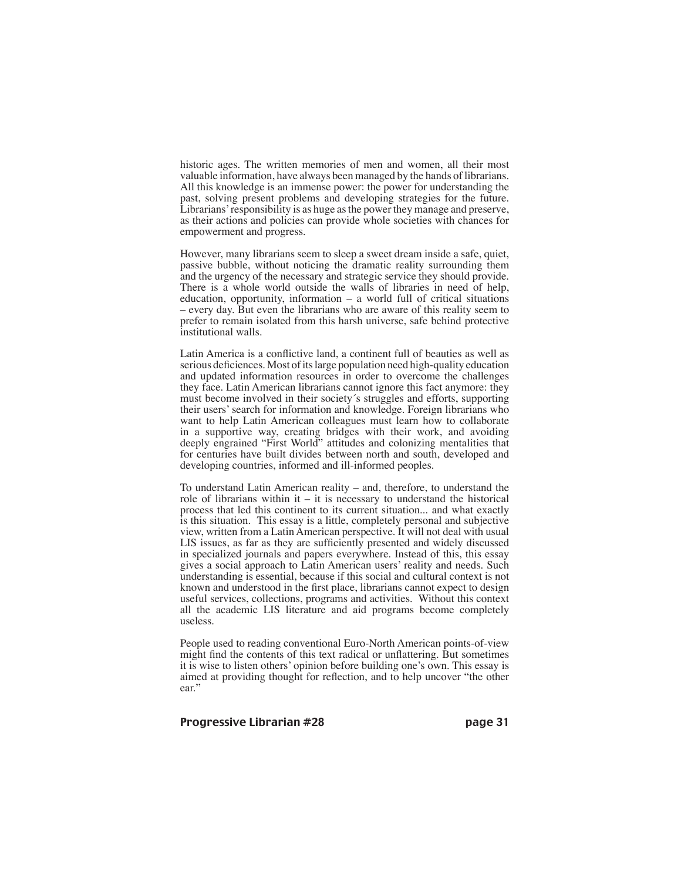historic ages. The written memories of men and women, all their most valuable information, have always been managed by the hands of librarians. All this knowledge is an immense power: the power for understanding the past, solving present problems and developing strategies for the future. Librarians' responsibility is as huge as the power they manage and preserve, as their actions and policies can provide whole societies with chances for empowerment and progress.

However, many librarians seem to sleep a sweet dream inside a safe, quiet, passive bubble, without noticing the dramatic reality surrounding them and the urgency of the necessary and strategic service they should provide. There is a whole world outside the walls of libraries in need of help, education, opportunity, information – a world full of critical situations – every day. But even the librarians who are aware of this reality seem to prefer to remain isolated from this harsh universe, safe behind protective institutional walls.

Latin America is a conflictive land, a continent full of beauties as well as serious deficiences. Most of its large population need high-quality education and updated information resources in order to overcome the challenges they face. Latin American librarians cannot ignore this fact anymore: they must become involved in their society´s struggles and efforts, supporting their users' search for information and knowledge. Foreign librarians who want to help Latin American colleagues must learn how to collaborate in a supportive way, creating bridges with their work, and avoiding deeply engrained "First World" attitudes and colonizing mentalities that for centuries have built divides between north and south, developed and developing countries, informed and ill-informed peoples.

To understand Latin American reality – and, therefore, to understand the role of librarians within it – it is necessary to understand the historical process that led this continent to its current situation... and what exactly is this situation. This essay is a little, completely personal and subjective view, written from a Latin American perspective. It will not deal with usual LIS issues, as far as they are sufficiently presented and widely discussed in specialized journals and papers everywhere. Instead of this, this essay gives a social approach to Latin American users' reality and needs. Such understanding is essential, because if this social and cultural context is not known and understood in the first place, librarians cannot expect to design useful services, collections, programs and activities. Without this context all the academic LIS literature and aid programs become completely useless.

People used to reading conventional Euro-North American points-of-view might find the contents of this text radical or unflattering. But sometimes it is wise to listen others' opinion before building one's own. This essay is aimed at providing thought for reflection, and to help uncover "the other ear."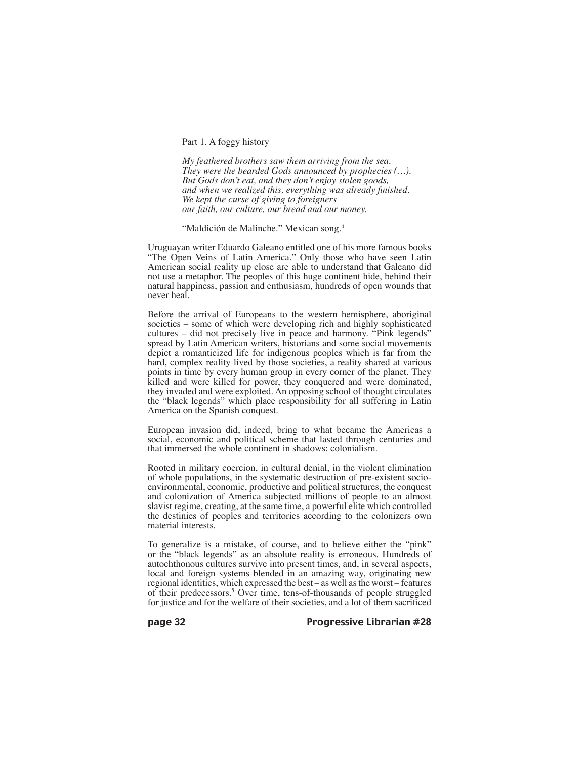## Part 1. A foggy history

> *My feathered brothers saw them arriving from the sea.*
> *They were the bearded Gods announced by prophecies (…).*
> *But Gods don't eat, and they don't enjoy stolen goods,*
> *and when we realized this, everything was already finished.*
> *We kept the curse of giving to foreigners*
> *our faith, our culture, our bread and our money.*
>
> "Maldición de Malinche." Mexican song.[4]

Uruguayan writer Eduardo Galeano entitled one of his more famous books "The Open Veins of Latin America." Only those who have seen Latin American social reality up close are able to understand that Galeano did not use a metaphor. The peoples of this huge continent hide, behind their natural happiness, passion and enthusiasm, hundreds of open wounds that never heal.

Before the arrival of Europeans to the western hemisphere, aboriginal societies – some of which were developing rich and highly sophisticated cultures – did not precisely live in peace and harmony. "Pink legends" spread by Latin American writers, historians and some social movements depict a romanticized life for indigenous peoples which is far from the hard, complex reality lived by those societies, a reality shared at various points in time by every human group in every corner of the planet. They killed and were killed for power, they conquered and were dominated, they invaded and were exploited. An opposing school of thought circulates the "black legends" which place responsibility for all suffering in Latin America on the Spanish conquest.

European invasion did, indeed, bring to what became the Americas a social, economic and political scheme that lasted through centuries and that immersed the whole continent in shadows: colonialism.

Rooted in military coercion, in cultural denial, in the violent elimination of whole populations, in the systematic destruction of pre-existent socio-environmental, economic, productive and political structures, the conquest and colonization of America subjected millions of people to an almost slavist regime, creating, at the same time, a powerful elite which controlled the destinies of peoples and territories according to the colonizers own material interests.

To generalize is a mistake, of course, and to believe either the "pink" or the "black legends" as an absolute reality is erroneous. Hundreds of autochthonous cultures survive into present times, and, in several aspects, local and foreign systems blended in an amazing way, originating new regional identities, which expressed the best – as well as the worst – features of their predecessors.[5] Over time, tens-of-thousands of people struggled for justice and for the welfare of their societies, and a lot of them sacrificed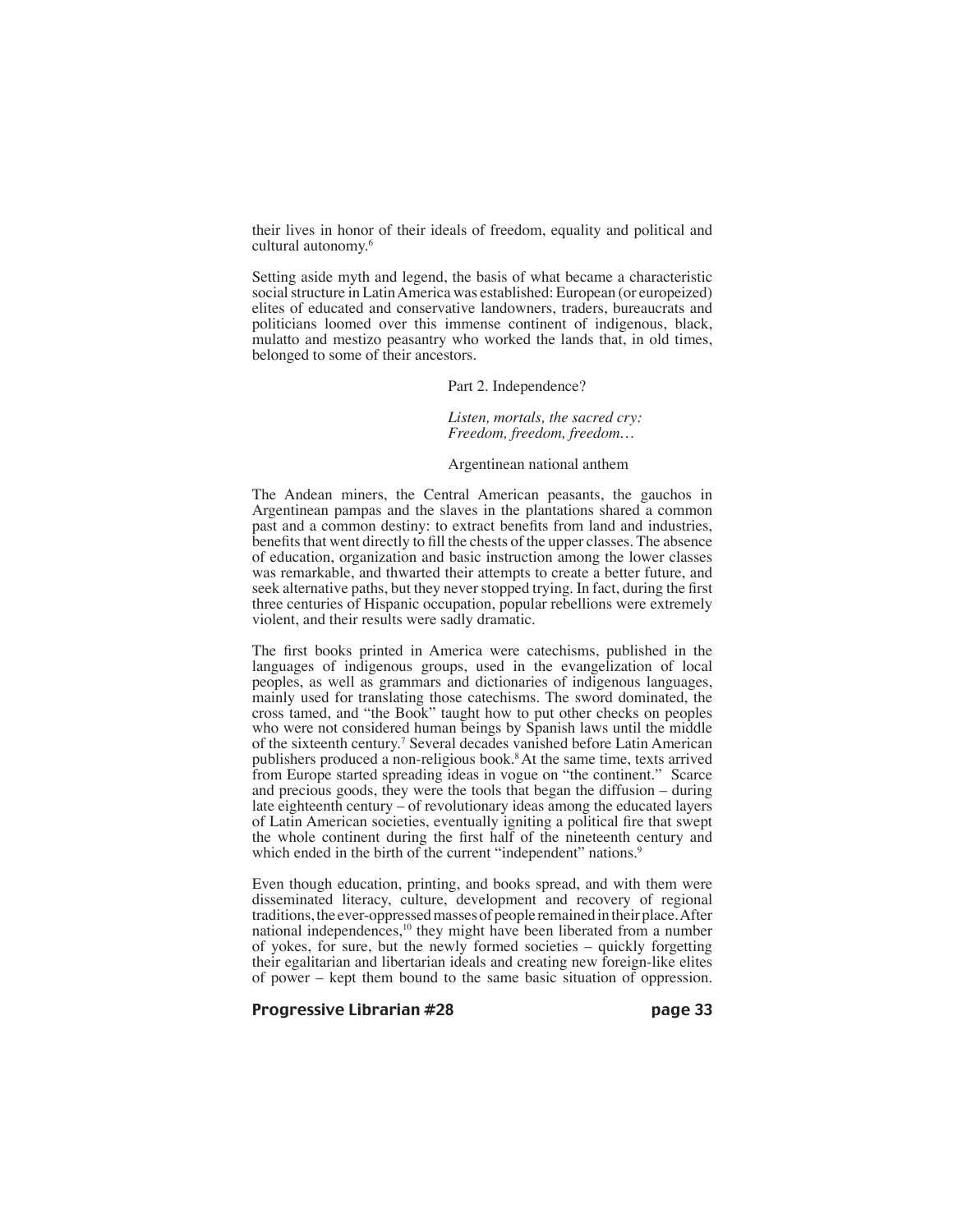their lives in honor of their ideals of freedom, equality and political and cultural autonomy.[6]

Setting aside myth and legend, the basis of what became a characteristic social structure in Latin America was established: European (or europeized) elites of educated and conservative landowners, traders, bureaucrats and politicians loomed over this immense continent of indigenous, black, mulatto and mestizo peasantry who worked the lands that, in old times, belonged to some of their ancestors.

## Part 2. Independence?

*Listen, mortals, the sacred cry:*
*Freedom, freedom, freedom…*

Argentinean national anthem

The Andean miners, the Central American peasants, the gauchos in Argentinean pampas and the slaves in the plantations shared a common past and a common destiny: to extract benefits from land and industries, benefits that went directly to fill the chests of the upper classes. The absence of education, organization and basic instruction among the lower classes was remarkable, and thwarted their attempts to create a better future, and seek alternative paths, but they never stopped trying. In fact, during the first three centuries of Hispanic occupation, popular rebellions were extremely violent, and their results were sadly dramatic.

The first books printed in America were catechisms, published in the languages of indigenous groups, used in the evangelization of local peoples, as well as grammars and dictionaries of indigenous languages, mainly used for translating those catechisms. The sword dominated, the cross tamed, and "the Book" taught how to put other checks on peoples who were not considered human beings by Spanish laws until the middle of the sixteenth century.[7] Several decades vanished before Latin American publishers produced a non-religious book.[8] At the same time, texts arrived from Europe started spreading ideas in vogue on "the continent." Scarce and precious goods, they were the tools that began the diffusion – during late eighteenth century – of revolutionary ideas among the educated layers of Latin American societies, eventually igniting a political fire that swept the whole continent during the first half of the nineteenth century and which ended in the birth of the current "independent" nations.[9]

Even though education, printing, and books spread, and with them were disseminated literacy, culture, development and recovery of regional traditions, the ever-oppressed masses of people remained in their place. After national independences,[10] they might have been liberated from a number of yokes, for sure, but the newly formed societies – quickly forgetting their egalitarian and libertarian ideals and creating new foreign-like elites of power – kept them bound to the same basic situation of oppression.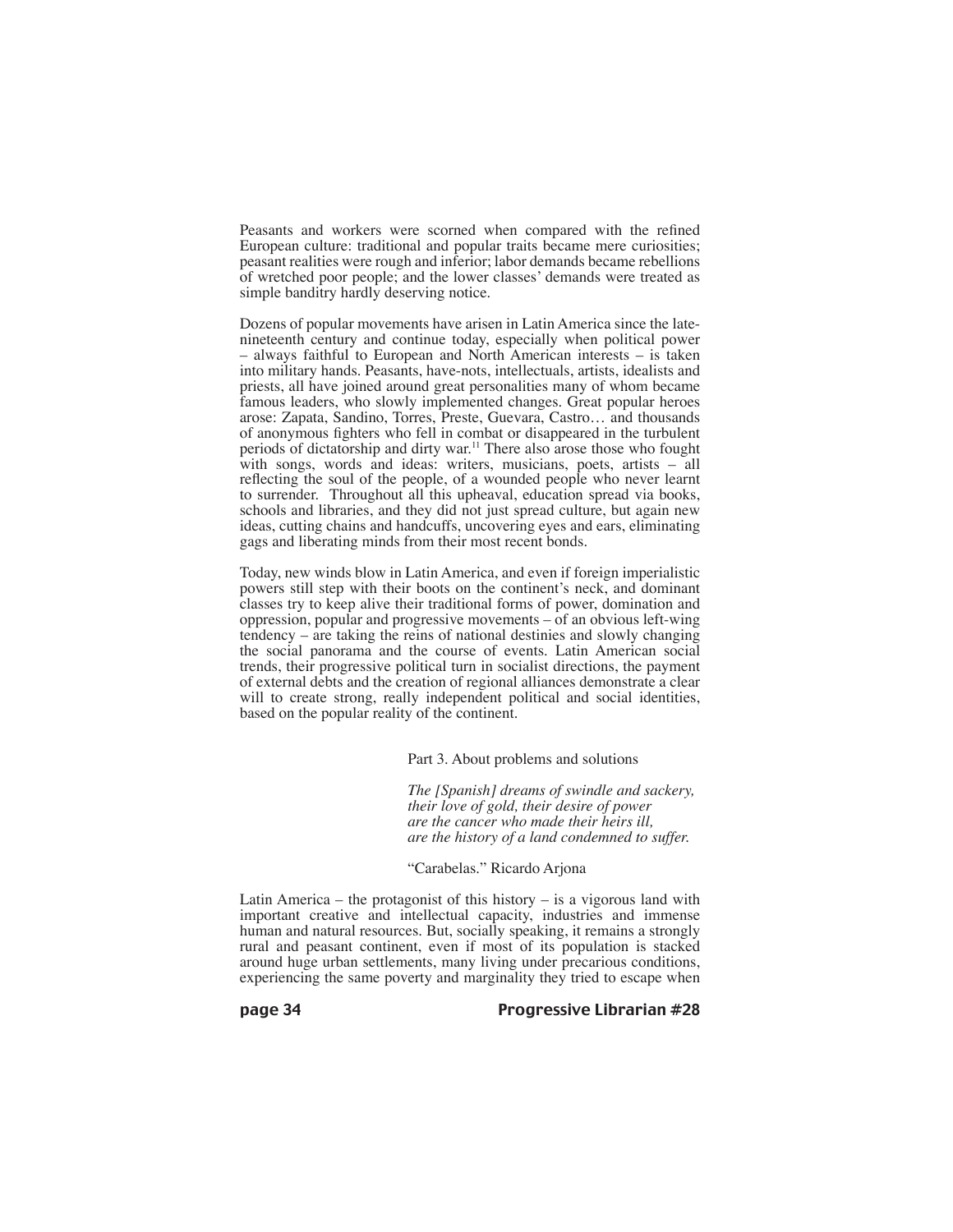Peasants and workers were scorned when compared with the refined European culture: traditional and popular traits became mere curiosities; peasant realities were rough and inferior; labor demands became rebellions of wretched poor people; and the lower classes' demands were treated as simple banditry hardly deserving notice.

Dozens of popular movements have arisen in Latin America since the late-nineteenth century and continue today, especially when political power – always faithful to European and North American interests – is taken into military hands. Peasants, have-nots, intellectuals, artists, idealists and priests, all have joined around great personalities many of whom became famous leaders, who slowly implemented changes. Great popular heroes arose: Zapata, Sandino, Torres, Preste, Guevara, Castro… and thousands of anonymous fighters who fell in combat or disappeared in the turbulent periods of dictatorship and dirty war.[11] There also arose those who fought with songs, words and ideas: writers, musicians, poets, artists – all reflecting the soul of the people, of a wounded people who never learnt to surrender. Throughout all this upheaval, education spread via books, schools and libraries, and they did not just spread culture, but again new ideas, cutting chains and handcuffs, uncovering eyes and ears, eliminating gags and liberating minds from their most recent bonds.

Today, new winds blow in Latin America, and even if foreign imperialistic powers still step with their boots on the continent's neck, and dominant classes try to keep alive their traditional forms of power, domination and oppression, popular and progressive movements – of an obvious left-wing tendency – are taking the reins of national destinies and slowly changing the social panorama and the course of events. Latin American social trends, their progressive political turn in socialist directions, the payment of external debts and the creation of regional alliances demonstrate a clear will to create strong, really independent political and social identities, based on the popular reality of the continent.

## Part 3. About problems and solutions

*The [Spanish] dreams of swindle and sackery,*
*their love of gold, their desire of power*
*are the cancer who made their heirs ill,*
*are the history of a land condemned to suffer.*

"Carabelas." Ricardo Arjona

Latin America – the protagonist of this history – is a vigorous land with important creative and intellectual capacity, industries and immense human and natural resources. But, socially speaking, it remains a strongly rural and peasant continent, even if most of its population is stacked around huge urban settlements, many living under precarious conditions, experiencing the same poverty and marginality they tried to escape when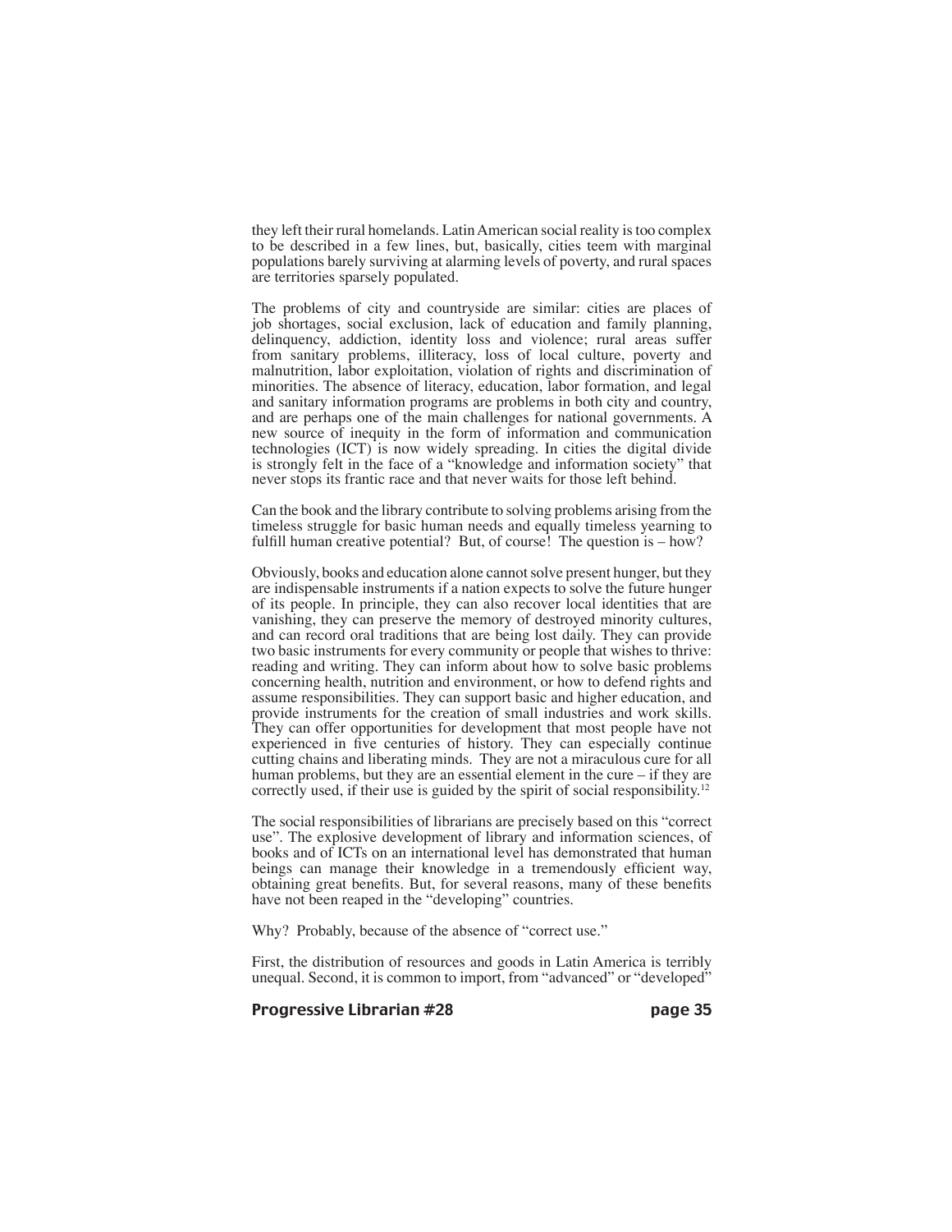they left their rural homelands. Latin American social reality is too complex to be described in a few lines, but, basically, cities teem with marginal populations barely surviving at alarming levels of poverty, and rural spaces are territories sparsely populated.

The problems of city and countryside are similar: cities are places of job shortages, social exclusion, lack of education and family planning, delinquency, addiction, identity loss and violence; rural areas suffer from sanitary problems, illiteracy, loss of local culture, poverty and malnutrition, labor exploitation, violation of rights and discrimination of minorities. The absence of literacy, education, labor formation, and legal and sanitary information programs are problems in both city and country, and are perhaps one of the main challenges for national governments. A new source of inequity in the form of information and communication technologies (ICT) is now widely spreading. In cities the digital divide is strongly felt in the face of a "knowledge and information society" that never stops its frantic race and that never waits for those left behind.

Can the book and the library contribute to solving problems arising from the timeless struggle for basic human needs and equally timeless yearning to fulfill human creative potential? But, of course! The question is – how?

Obviously, books and education alone cannot solve present hunger, but they are indispensable instruments if a nation expects to solve the future hunger of its people. In principle, they can also recover local identities that are vanishing, they can preserve the memory of destroyed minority cultures, and can record oral traditions that are being lost daily. They can provide two basic instruments for every community or people that wishes to thrive: reading and writing. They can inform about how to solve basic problems concerning health, nutrition and environment, or how to defend rights and assume responsibilities. They can support basic and higher education, and provide instruments for the creation of small industries and work skills. They can offer opportunities for development that most people have not experienced in five centuries of history. They can especially continue cutting chains and liberating minds. They are not a miraculous cure for all human problems, but they are an essential element in the cure – if they are correctly used, if their use is guided by the spirit of social responsibility.[12]

The social responsibilities of librarians are precisely based on this "correct use". The explosive development of library and information sciences, of books and of ICTs on an international level has demonstrated that human beings can manage their knowledge in a tremendously efficient way, obtaining great benefits. But, for several reasons, many of these benefits have not been reaped in the "developing" countries.

Why? Probably, because of the absence of "correct use."

First, the distribution of resources and goods in Latin America is terribly unequal. Second, it is common to import, from "advanced" or "developed"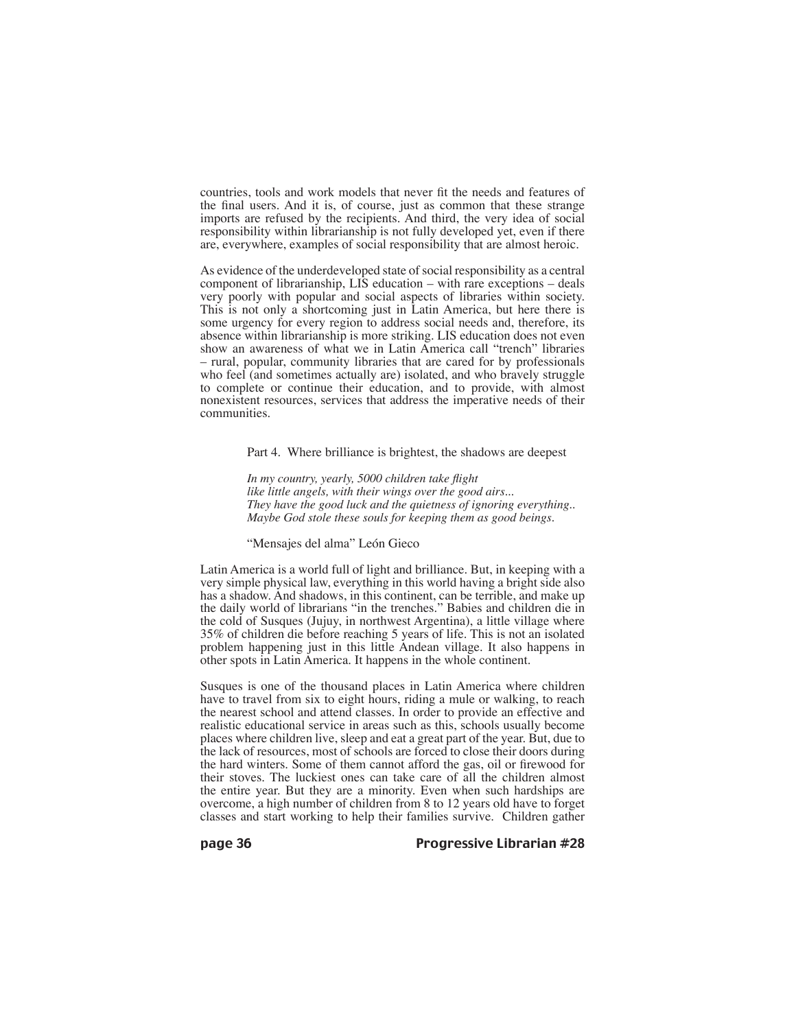countries, tools and work models that never fit the needs and features of the final users. And it is, of course, just as common that these strange imports are refused by the recipients. And third, the very idea of social responsibility within librarianship is not fully developed yet, even if there are, everywhere, examples of social responsibility that are almost heroic.

As evidence of the underdeveloped state of social responsibility as a central component of librarianship, LIS education – with rare exceptions – deals very poorly with popular and social aspects of libraries within society. This is not only a shortcoming just in Latin America, but here there is some urgency for every region to address social needs and, therefore, its absence within librarianship is more striking. LIS education does not even show an awareness of what we in Latin America call "trench" libraries – rural, popular, community libraries that are cared for by professionals who feel (and sometimes actually are) isolated, and who bravely struggle to complete or continue their education, and to provide, with almost nonexistent resources, services that address the imperative needs of their communities.

## Part 4. Where brilliance is brightest, the shadows are deepest

> *In my country, yearly, 5000 children take flight*
> *like little angels, with their wings over the good airs...*
> *They have the good luck and the quietness of ignoring everything..*
> *Maybe God stole these souls for keeping them as good beings.*
>
> "Mensajes del alma" León Gieco

Latin America is a world full of light and brilliance. But, in keeping with a very simple physical law, everything in this world having a bright side also has a shadow. And shadows, in this continent, can be terrible, and make up the daily world of librarians "in the trenches." Babies and children die in the cold of Susques (Jujuy, in northwest Argentina), a little village where 35% of children die before reaching 5 years of life. This is not an isolated problem happening just in this little Andean village. It also happens in other spots in Latin America. It happens in the whole continent.

Susques is one of the thousand places in Latin America where children have to travel from six to eight hours, riding a mule or walking, to reach the nearest school and attend classes. In order to provide an effective and realistic educational service in areas such as this, schools usually become places where children live, sleep and eat a great part of the year. But, due to the lack of resources, most of schools are forced to close their doors during the hard winters. Some of them cannot afford the gas, oil or firewood for their stoves. The luckiest ones can take care of all the children almost the entire year. But they are a minority. Even when such hardships are overcome, a high number of children from 8 to 12 years old have to forget classes and start working to help their families survive. Children gather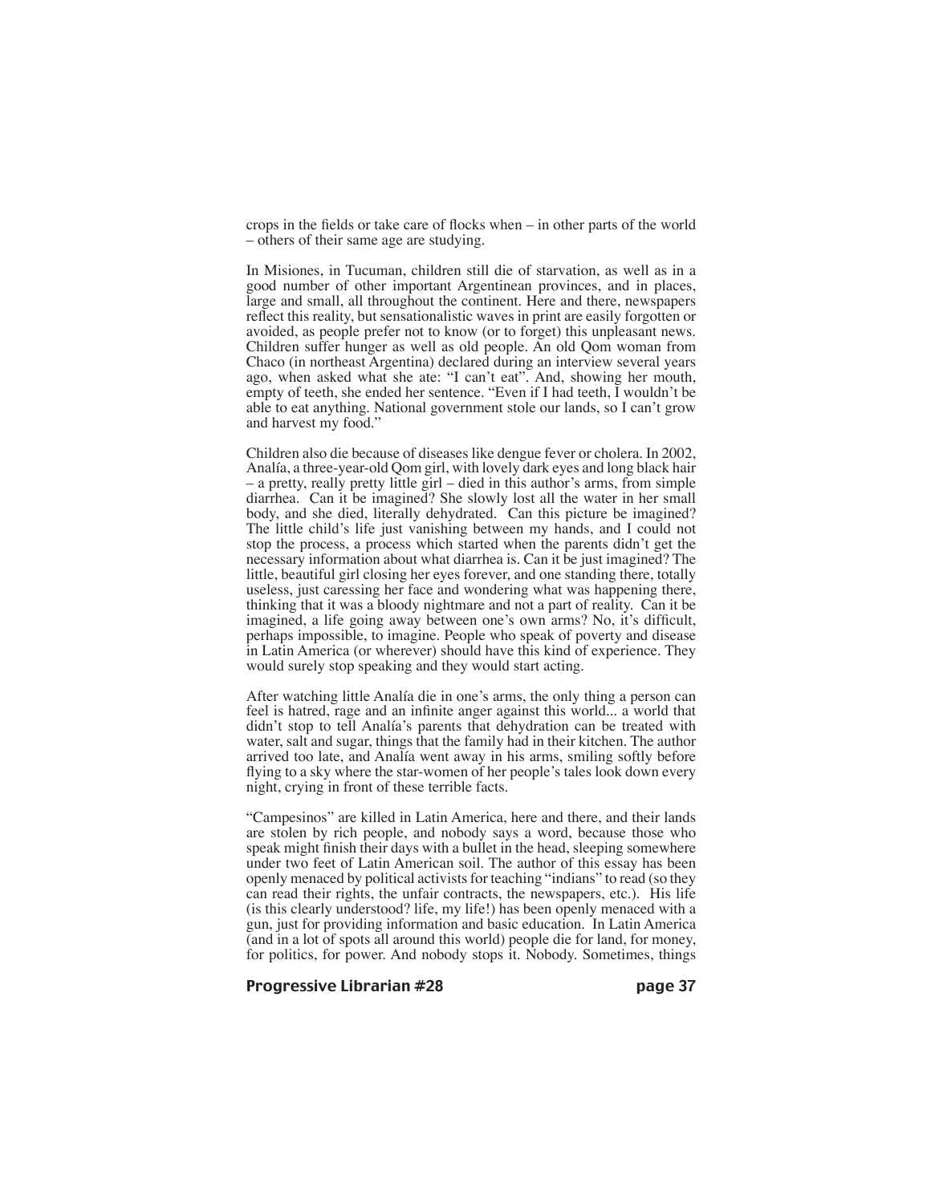crops in the fields or take care of flocks when – in other parts of the world – others of their same age are studying.

In Misiones, in Tucuman, children still die of starvation, as well as in a good number of other important Argentinean provinces, and in places, large and small, all throughout the continent. Here and there, newspapers reflect this reality, but sensationalistic waves in print are easily forgotten or avoided, as people prefer not to know (or to forget) this unpleasant news. Children suffer hunger as well as old people. An old Qom woman from Chaco (in northeast Argentina) declared during an interview several years ago, when asked what she ate: "I can't eat". And, showing her mouth, empty of teeth, she ended her sentence. "Even if I had teeth, I wouldn't be able to eat anything. National government stole our lands, so I can't grow and harvest my food."

Children also die because of diseases like dengue fever or cholera. In 2002, Analía, a three-year-old Qom girl, with lovely dark eyes and long black hair – a pretty, really pretty little girl – died in this author's arms, from simple diarrhea. Can it be imagined? She slowly lost all the water in her small body, and she died, literally dehydrated. Can this picture be imagined? The little child's life just vanishing between my hands, and I could not stop the process, a process which started when the parents didn't get the necessary information about what diarrhea is. Can it be just imagined? The little, beautiful girl closing her eyes forever, and one standing there, totally useless, just caressing her face and wondering what was happening there, thinking that it was a bloody nightmare and not a part of reality. Can it be imagined, a life going away between one's own arms? No, it's difficult, perhaps impossible, to imagine. People who speak of poverty and disease in Latin America (or wherever) should have this kind of experience. They would surely stop speaking and they would start acting.

After watching little Analía die in one's arms, the only thing a person can feel is hatred, rage and an infinite anger against this world... a world that didn't stop to tell Analía's parents that dehydration can be treated with water, salt and sugar, things that the family had in their kitchen. The author arrived too late, and Analía went away in his arms, smiling softly before flying to a sky where the star-women of her people's tales look down every night, crying in front of these terrible facts.

"Campesinos" are killed in Latin America, here and there, and their lands are stolen by rich people, and nobody says a word, because those who speak might finish their days with a bullet in the head, sleeping somewhere under two feet of Latin American soil. The author of this essay has been openly menaced by political activists for teaching "indians" to read (so they can read their rights, the unfair contracts, the newspapers, etc.). His life (is this clearly understood? life, my life!) has been openly menaced with a gun, just for providing information and basic education. In Latin America (and in a lot of spots all around this world) people die for land, for money, for politics, for power. And nobody stops it. Nobody. Sometimes, things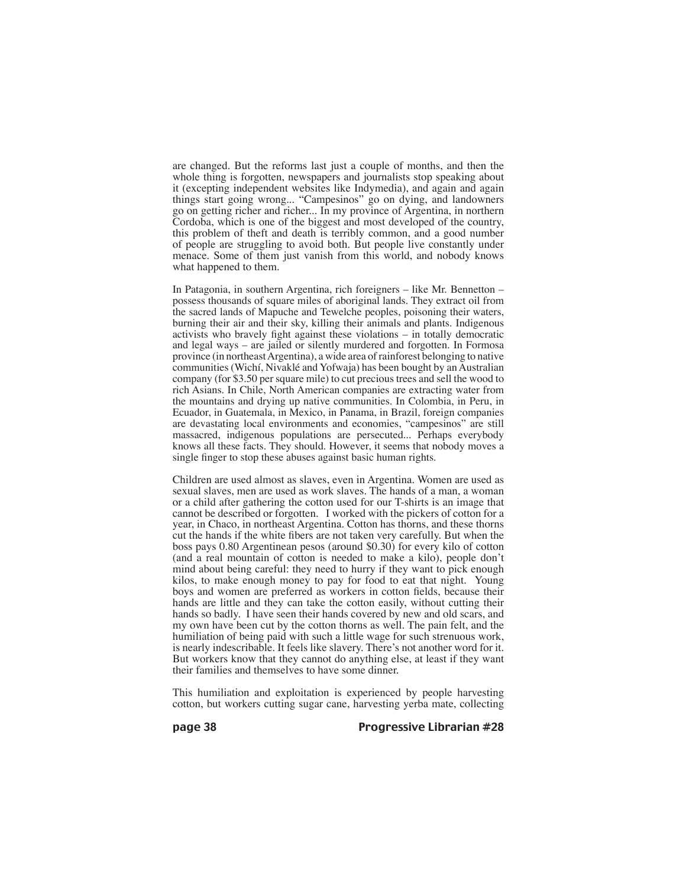are changed. But the reforms last just a couple of months, and then the whole thing is forgotten, newspapers and journalists stop speaking about it (excepting independent websites like Indymedia), and again and again things start going wrong... "Campesinos" go on dying, and landowners go on getting richer and richer... In my province of Argentina, in northern Cordoba, which is one of the biggest and most developed of the country, this problem of theft and death is terribly common, and a good number of people are struggling to avoid both. But people live constantly under menace. Some of them just vanish from this world, and nobody knows what happened to them.

In Patagonia, in southern Argentina, rich foreigners – like Mr. Bennetton – possess thousands of square miles of aboriginal lands. They extract oil from the sacred lands of Mapuche and Tewelche peoples, poisoning their waters, burning their air and their sky, killing their animals and plants. Indigenous activists who bravely fight against these violations – in totally democratic and legal ways – are jailed or silently murdered and forgotten. In Formosa province (in northeast Argentina), a wide area of rainforest belonging to native communities (Wichí, Nivaklé and Yofwaja) has been bought by an Australian company (for $3.50 per square mile) to cut precious trees and sell the wood to rich Asians. In Chile, North American companies are extracting water from the mountains and drying up native communities. In Colombia, in Peru, in Ecuador, in Guatemala, in Mexico, in Panama, in Brazil, foreign companies are devastating local environments and economies, "campesinos" are still massacred, indigenous populations are persecuted... Perhaps everybody knows all these facts. They should. However, it seems that nobody moves a single finger to stop these abuses against basic human rights.

Children are used almost as slaves, even in Argentina. Women are used as sexual slaves, men are used as work slaves. The hands of a man, a woman or a child after gathering the cotton used for our T-shirts is an image that cannot be described or forgotten. I worked with the pickers of cotton for a year, in Chaco, in northeast Argentina. Cotton has thorns, and these thorns cut the hands if the white fibers are not taken very carefully. But when the boss pays 0.80 Argentinean pesos (around $0.30) for every kilo of cotton (and a real mountain of cotton is needed to make a kilo), people don't mind about being careful: they need to hurry if they want to pick enough kilos, to make enough money to pay for food to eat that night. Young boys and women are preferred as workers in cotton fields, because their hands are little and they can take the cotton easily, without cutting their hands so badly. I have seen their hands covered by new and old scars, and my own have been cut by the cotton thorns as well. The pain felt, and the humiliation of being paid with such a little wage for such strenuous work, is nearly indescribable. It feels like slavery. There's not another word for it. But workers know that they cannot do anything else, at least if they want their families and themselves to have some dinner.

This humiliation and exploitation is experienced by people harvesting cotton, but workers cutting sugar cane, harvesting yerba mate, collecting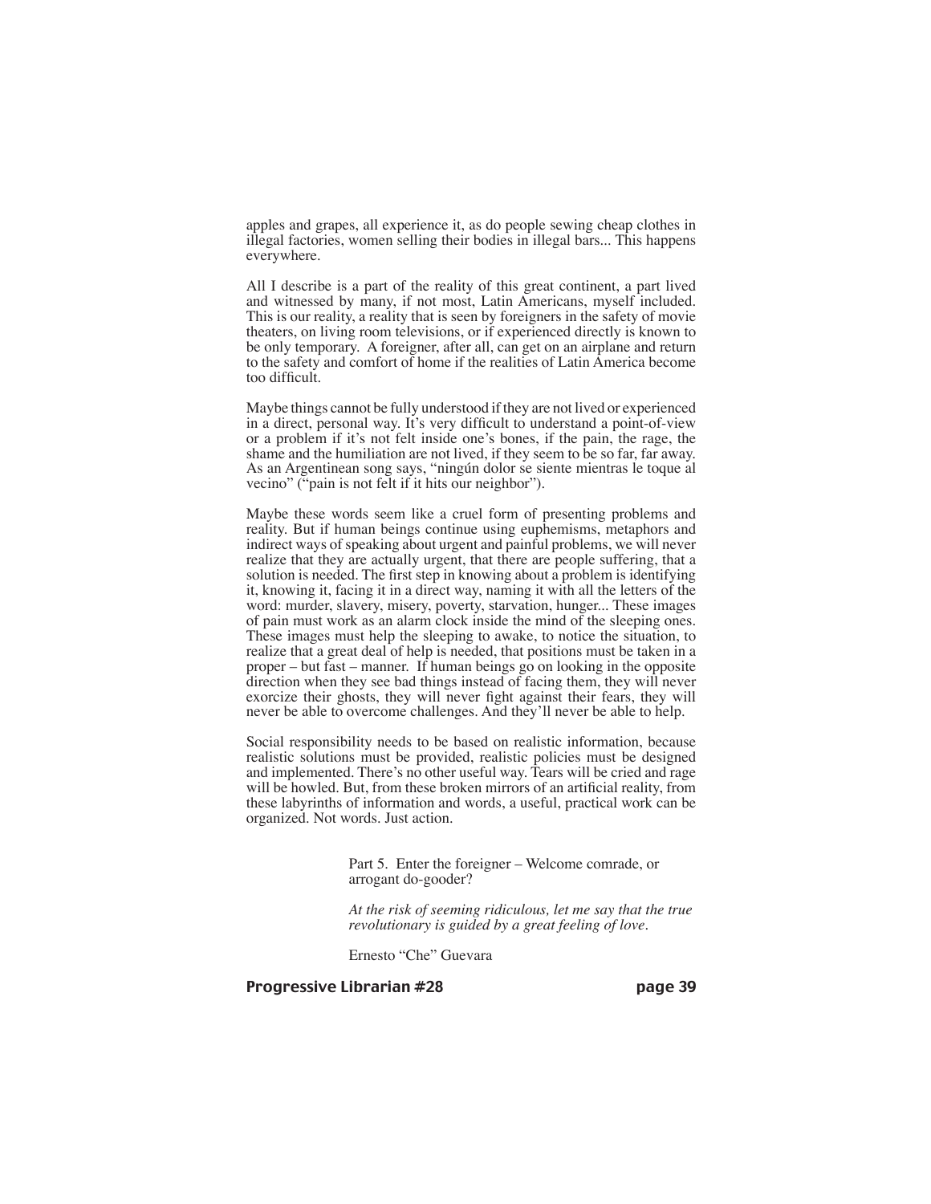apples and grapes, all experience it, as do people sewing cheap clothes in illegal factories, women selling their bodies in illegal bars... This happens everywhere.

All I describe is a part of the reality of this great continent, a part lived and witnessed by many, if not most, Latin Americans, myself included. This is our reality, a reality that is seen by foreigners in the safety of movie theaters, on living room televisions, or if experienced directly is known to be only temporary. A foreigner, after all, can get on an airplane and return to the safety and comfort of home if the realities of Latin America become too difficult.

Maybe things cannot be fully understood if they are not lived or experienced in a direct, personal way. It's very difficult to understand a point-of-view or a problem if it's not felt inside one's bones, if the pain, the rage, the shame and the humiliation are not lived, if they seem to be so far, far away. As an Argentinean song says, "ningún dolor se siente mientras le toque al vecino" ("pain is not felt if it hits our neighbor").

Maybe these words seem like a cruel form of presenting problems and reality. But if human beings continue using euphemisms, metaphors and indirect ways of speaking about urgent and painful problems, we will never realize that they are actually urgent, that there are people suffering, that a solution is needed. The first step in knowing about a problem is identifying it, knowing it, facing it in a direct way, naming it with all the letters of the word: murder, slavery, misery, poverty, starvation, hunger... These images of pain must work as an alarm clock inside the mind of the sleeping ones. These images must help the sleeping to awake, to notice the situation, to realize that a great deal of help is needed, that positions must be taken in a proper – but fast – manner. If human beings go on looking in the opposite direction when they see bad things instead of facing them, they will never exorcize their ghosts, they will never fight against their fears, they will never be able to overcome challenges. And they'll never be able to help.

Social responsibility needs to be based on realistic information, because realistic solutions must be provided, realistic policies must be designed and implemented. There's no other useful way. Tears will be cried and rage will be howled. But, from these broken mirrors of an artificial reality, from these labyrinths of information and words, a useful, practical work can be organized. Not words. Just action.

## Part 5. Enter the foreigner – Welcome comrade, or arrogant do-gooder?

*At the risk of seeming ridiculous, let me say that the true revolutionary is guided by a great feeling of love.*

Ernesto "Che" Guevara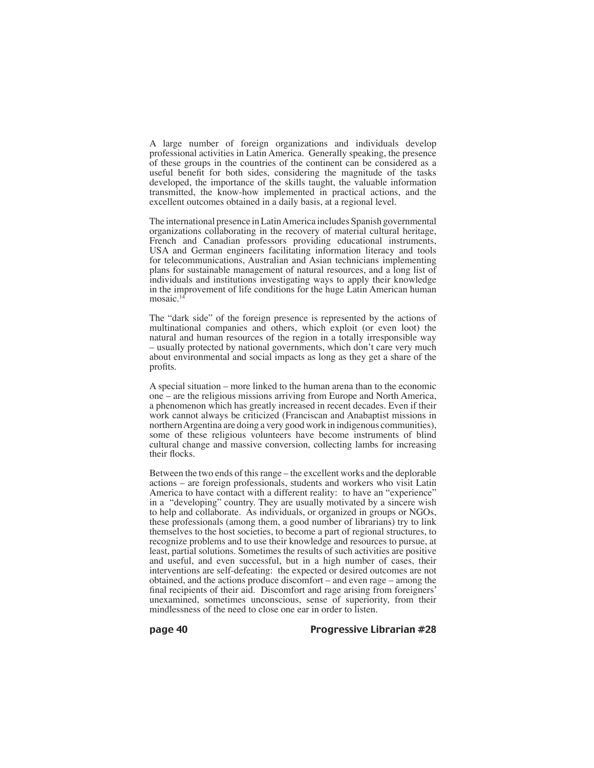A large number of foreign organizations and individuals develop professional activities in Latin America. Generally speaking, the presence of these groups in the countries of the continent can be considered as a useful benefit for both sides, considering the magnitude of the tasks developed, the importance of the skills taught, the valuable information transmitted, the know-how implemented in practical actions, and the excellent outcomes obtained in a daily basis, at a regional level.

The international presence in Latin America includes Spanish governmental organizations collaborating in the recovery of material cultural heritage, French and Canadian professors providing educational instruments, USA and German engineers facilitating information literacy and tools for telecommunications, Australian and Asian technicians implementing plans for sustainable management of natural resources, and a long list of individuals and institutions investigating ways to apply their knowledge in the improvement of life conditions for the huge Latin American human mosaic.[14]

The "dark side" of the foreign presence is represented by the actions of multinational companies and others, which exploit (or even loot) the natural and human resources of the region in a totally irresponsible way – usually protected by national governments, which don't care very much about environmental and social impacts as long as they get a share of the profits.

A special situation – more linked to the human arena than to the economic one – are the religious missions arriving from Europe and North America, a phenomenon which has greatly increased in recent decades. Even if their work cannot always be criticized (Franciscan and Anabaptist missions in northern Argentina are doing a very good work in indigenous communities), some of these religious volunteers have become instruments of blind cultural change and massive conversion, collecting lambs for increasing their flocks.

Between the two ends of this range – the excellent works and the deplorable actions – are foreign professionals, students and workers who visit Latin America to have contact with a different reality: to have an "experience" in a "developing" country. They are usually motivated by a sincere wish to help and collaborate. As individuals, or organized in groups or NGOs, these professionals (among them, a good number of librarians) try to link themselves to the host societies, to become a part of regional structures, to recognize problems and to use their knowledge and resources to pursue, at least, partial solutions. Sometimes the results of such activities are positive and useful, and even successful, but in a high number of cases, their interventions are self-defeating: the expected or desired outcomes are not obtained, and the actions produce discomfort – and even rage – among the final recipients of their aid. Discomfort and rage arising from foreigners' unexamined, sometimes unconscious, sense of superiority, from their mindlessness of the need to close one ear in order to listen.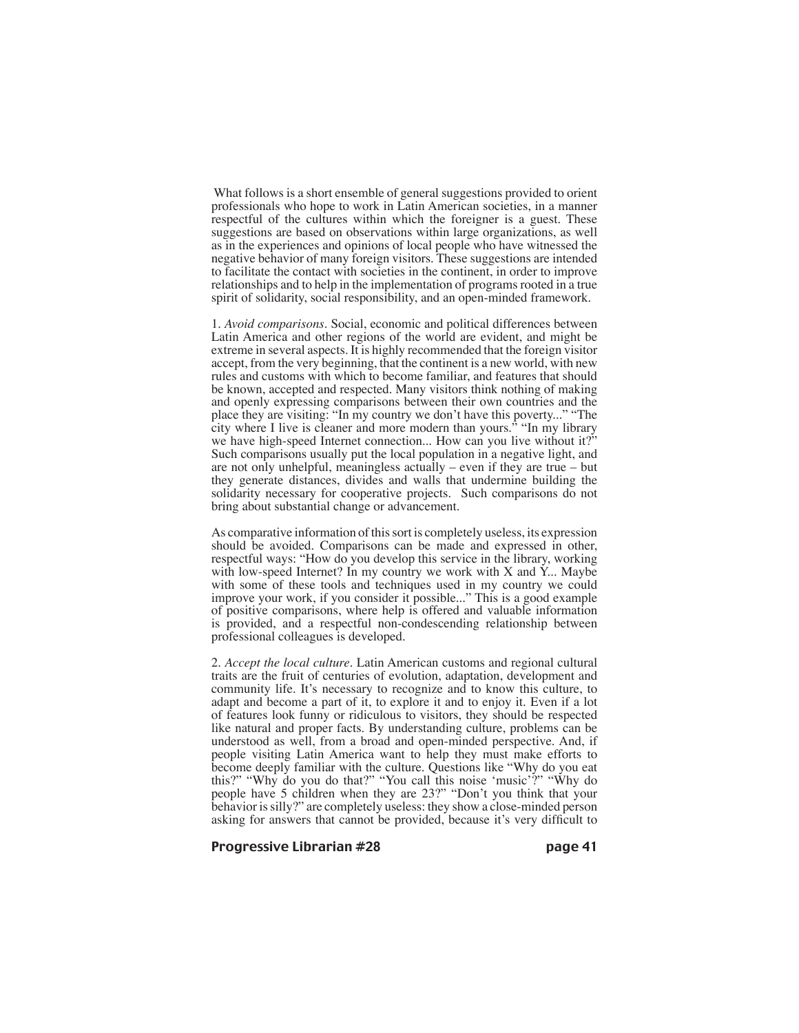What follows is a short ensemble of general suggestions provided to orient professionals who hope to work in Latin American societies, in a manner respectful of the cultures within which the foreigner is a guest. These suggestions are based on observations within large organizations, as well as in the experiences and opinions of local people who have witnessed the negative behavior of many foreign visitors. These suggestions are intended to facilitate the contact with societies in the continent, in order to improve relationships and to help in the implementation of programs rooted in a true spirit of solidarity, social responsibility, and an open-minded framework.

1. *Avoid comparisons*. Social, economic and political differences between Latin America and other regions of the world are evident, and might be extreme in several aspects. It is highly recommended that the foreign visitor accept, from the very beginning, that the continent is a new world, with new rules and customs with which to become familiar, and features that should be known, accepted and respected. Many visitors think nothing of making and openly expressing comparisons between their own countries and the place they are visiting: "In my country we don't have this poverty..." "The city where I live is cleaner and more modern than yours." "In my library we have high-speed Internet connection... How can you live without it?" Such comparisons usually put the local population in a negative light, and are not only unhelpful, meaningless actually – even if they are true – but they generate distances, divides and walls that undermine building the solidarity necessary for cooperative projects. Such comparisons do not bring about substantial change or advancement.

As comparative information of this sort is completely useless, its expression should be avoided. Comparisons can be made and expressed in other, respectful ways: "How do you develop this service in the library, working with low-speed Internet? In my country we work with X and Y... Maybe with some of these tools and techniques used in my country we could improve your work, if you consider it possible..." This is a good example of positive comparisons, where help is offered and valuable information is provided, and a respectful non-condescending relationship between professional colleagues is developed.

2. *Accept the local culture*. Latin American customs and regional cultural traits are the fruit of centuries of evolution, adaptation, development and community life. It's necessary to recognize and to know this culture, to adapt and become a part of it, to explore it and to enjoy it. Even if a lot of features look funny or ridiculous to visitors, they should be respected like natural and proper facts. By understanding culture, problems can be understood as well, from a broad and open-minded perspective. And, if people visiting Latin America want to help they must make efforts to become deeply familiar with the culture. Questions like "Why do you eat this?" "Why do you do that?" "You call this noise 'music'?" "Why do people have 5 children when they are 23?" "Don't you think that your behavior is silly?" are completely useless: they show a close-minded person asking for answers that cannot be provided, because it's very difficult to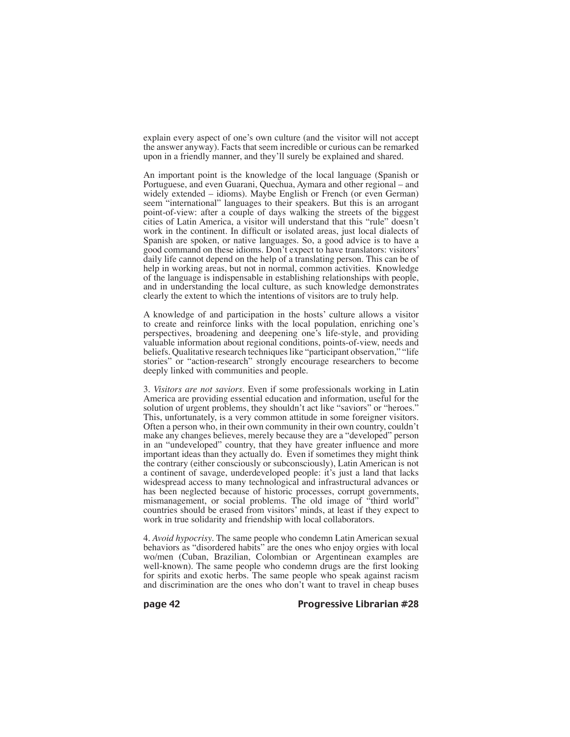explain every aspect of one's own culture (and the visitor will not accept the answer anyway). Facts that seem incredible or curious can be remarked upon in a friendly manner, and they'll surely be explained and shared.

An important point is the knowledge of the local language (Spanish or Portuguese, and even Guarani, Quechua, Aymara and other regional – and widely extended – idioms). Maybe English or French (or even German) seem "international" languages to their speakers. But this is an arrogant point-of-view: after a couple of days walking the streets of the biggest cities of Latin America, a visitor will understand that this "rule" doesn't work in the continent. In difficult or isolated areas, just local dialects of Spanish are spoken, or native languages. So, a good advice is to have a good command on these idioms. Don't expect to have translators: visitors' daily life cannot depend on the help of a translating person. This can be of help in working areas, but not in normal, common activities. Knowledge of the language is indispensable in establishing relationships with people, and in understanding the local culture, as such knowledge demonstrates clearly the extent to which the intentions of visitors are to truly help.

A knowledge of and participation in the hosts' culture allows a visitor to create and reinforce links with the local population, enriching one's perspectives, broadening and deepening one's life-style, and providing valuable information about regional conditions, points-of-view, needs and beliefs. Qualitative research techniques like "participant observation," "life stories" or "action-research" strongly encourage researchers to become deeply linked with communities and people.

3. *Visitors are not saviors*. Even if some professionals working in Latin America are providing essential education and information, useful for the solution of urgent problems, they shouldn't act like "saviors" or "heroes." This, unfortunately, is a very common attitude in some foreigner visitors. Often a person who, in their own community in their own country, couldn't make any changes believes, merely because they are a "developed" person in an "undeveloped" country, that they have greater influence and more important ideas than they actually do. Even if sometimes they might think the contrary (either consciously or subconsciously), Latin American is not a continent of savage, underdeveloped people: it's just a land that lacks widespread access to many technological and infrastructural advances or has been neglected because of historic processes, corrupt governments, mismanagement, or social problems. The old image of "third world" countries should be erased from visitors' minds, at least if they expect to work in true solidarity and friendship with local collaborators.

4. *Avoid hypocrisy*. The same people who condemn Latin American sexual behaviors as "disordered habits" are the ones who enjoy orgies with local wo/men (Cuban, Brazilian, Colombian or Argentinean examples are well-known). The same people who condemn drugs are the first looking for spirits and exotic herbs. The same people who speak against racism and discrimination are the ones who don't want to travel in cheap buses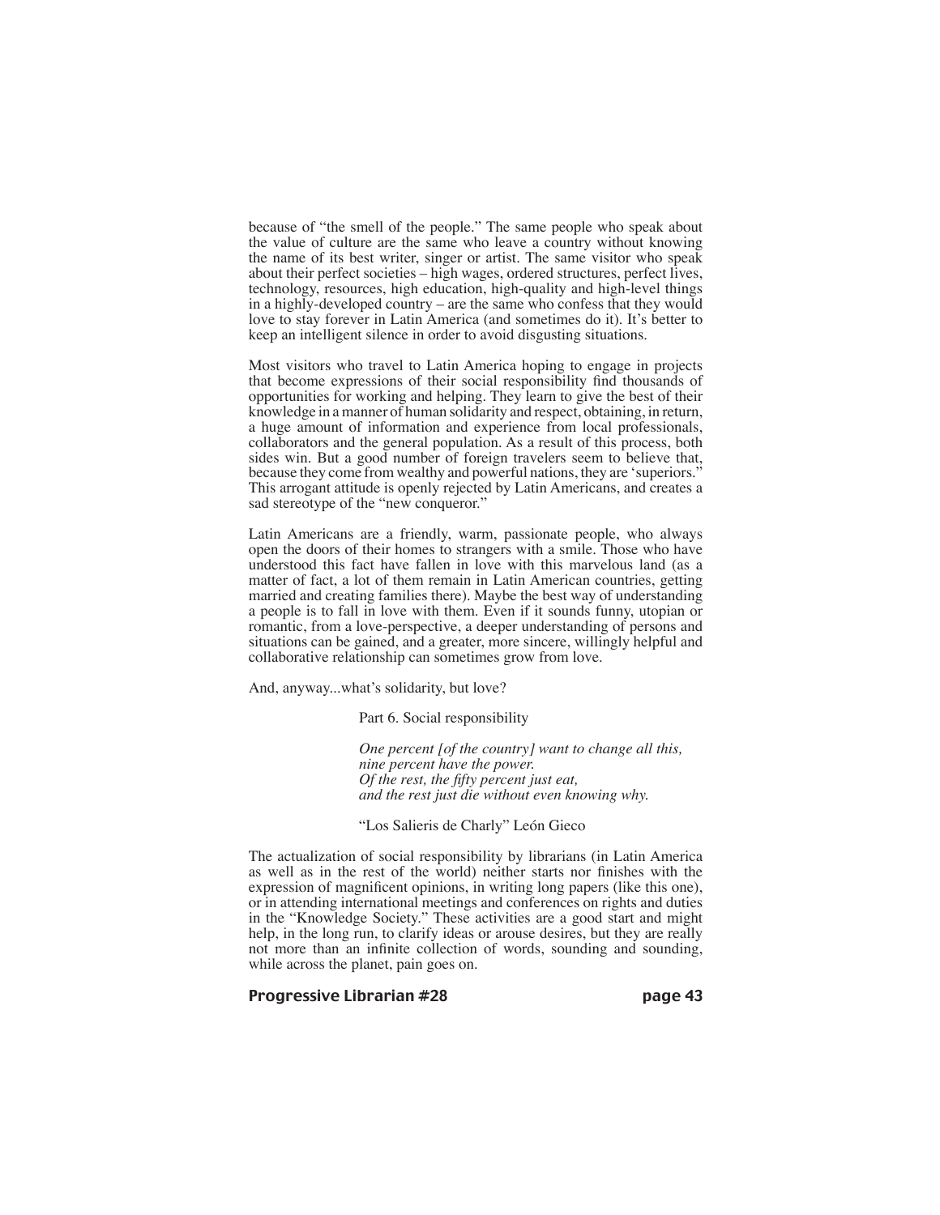because of "the smell of the people." The same people who speak about the value of culture are the same who leave a country without knowing the name of its best writer, singer or artist. The same visitor who speak about their perfect societies – high wages, ordered structures, perfect lives, technology, resources, high education, high-quality and high-level things in a highly-developed country – are the same who confess that they would love to stay forever in Latin America (and sometimes do it). It's better to keep an intelligent silence in order to avoid disgusting situations.

Most visitors who travel to Latin America hoping to engage in projects that become expressions of their social responsibility find thousands of opportunities for working and helping. They learn to give the best of their knowledge in a manner of human solidarity and respect, obtaining, in return, a huge amount of information and experience from local professionals, collaborators and the general population. As a result of this process, both sides win. But a good number of foreign travelers seem to believe that, because they come from wealthy and powerful nations, they are 'superiors.' This arrogant attitude is openly rejected by Latin Americans, and creates a sad stereotype of the "new conqueror."

Latin Americans are a friendly, warm, passionate people, who always open the doors of their homes to strangers with a smile. Those who have understood this fact have fallen in love with this marvelous land (as a matter of fact, a lot of them remain in Latin American countries, getting married and creating families there). Maybe the best way of understanding a people is to fall in love with them. Even if it sounds funny, utopian or romantic, from a love-perspective, a deeper understanding of persons and situations can be gained, and a greater, more sincere, willingly helpful and collaborative relationship can sometimes grow from love.

And, anyway...what's solidarity, but love?

## Part 6. Social responsibility

> *One percent [of the country] want to change all this,*
> *nine percent have the power.*
> *Of the rest, the fifty percent just eat,*
> *and the rest just die without even knowing why.*
>
> "Los Salieris de Charly" León Gieco

The actualization of social responsibility by librarians (in Latin America as well as in the rest of the world) neither starts nor finishes with the expression of magnificent opinions, in writing long papers (like this one), or in attending international meetings and conferences on rights and duties in the "Knowledge Society." These activities are a good start and might help, in the long run, to clarify ideas or arouse desires, but they are really not more than an infinite collection of words, sounding and sounding, while across the planet, pain goes on.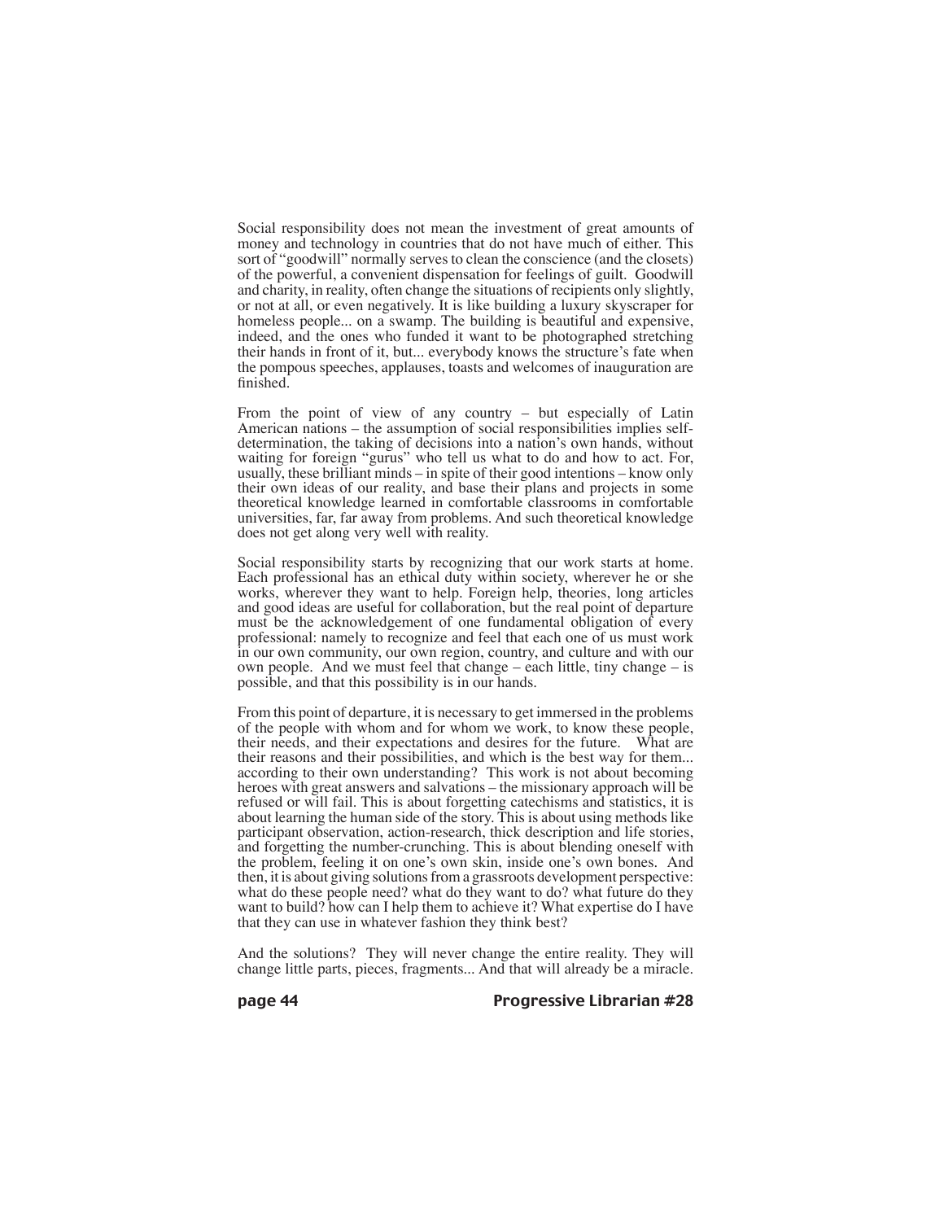Social responsibility does not mean the investment of great amounts of money and technology in countries that do not have much of either. This sort of "goodwill" normally serves to clean the conscience (and the closets) of the powerful, a convenient dispensation for feelings of guilt. Goodwill and charity, in reality, often change the situations of recipients only slightly, or not at all, or even negatively. It is like building a luxury skyscraper for homeless people... on a swamp. The building is beautiful and expensive, indeed, and the ones who funded it want to be photographed stretching their hands in front of it, but... everybody knows the structure's fate when the pompous speeches, applauses, toasts and welcomes of inauguration are finished.

From the point of view of any country – but especially of Latin American nations – the assumption of social responsibilities implies self-determination, the taking of decisions into a nation's own hands, without waiting for foreign "gurus" who tell us what to do and how to act. For, usually, these brilliant minds – in spite of their good intentions – know only their own ideas of our reality, and base their plans and projects in some theoretical knowledge learned in comfortable classrooms in comfortable universities, far, far away from problems. And such theoretical knowledge does not get along very well with reality.

Social responsibility starts by recognizing that our work starts at home. Each professional has an ethical duty within society, wherever he or she works, wherever they want to help. Foreign help, theories, long articles and good ideas are useful for collaboration, but the real point of departure must be the acknowledgement of one fundamental obligation of every professional: namely to recognize and feel that each one of us must work in our own community, our own region, country, and culture and with our own people. And we must feel that change – each little, tiny change – is possible, and that this possibility is in our hands.

From this point of departure, it is necessary to get immersed in the problems of the people with whom and for whom we work, to know these people, their needs, and their expectations and desires for the future. What are their reasons and their possibilities, and which is the best way for them... according to their own understanding? This work is not about becoming heroes with great answers and salvations – the missionary approach will be refused or will fail. This is about forgetting catechisms and statistics, it is about learning the human side of the story. This is about using methods like participant observation, action-research, thick description and life stories, and forgetting the number-crunching. This is about blending oneself with the problem, feeling it on one's own skin, inside one's own bones. And then, it is about giving solutions from a grassroots development perspective: what do these people need? what do they want to do? what future do they want to build? how can I help them to achieve it? What expertise do I have that they can use in whatever fashion they think best?

And the solutions? They will never change the entire reality. They will change little parts, pieces, fragments... And that will already be a miracle.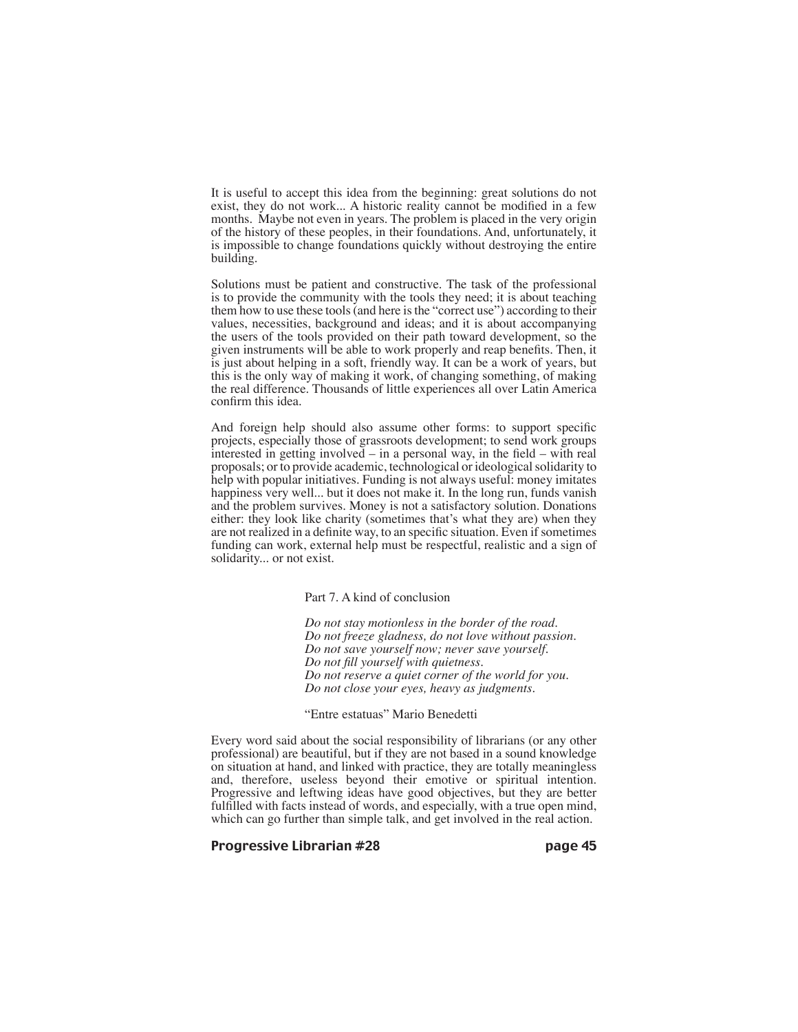It is useful to accept this idea from the beginning: great solutions do not exist, they do not work... A historic reality cannot be modified in a few months. Maybe not even in years. The problem is placed in the very origin of the history of these peoples, in their foundations. And, unfortunately, it is impossible to change foundations quickly without destroying the entire building.

Solutions must be patient and constructive. The task of the professional is to provide the community with the tools they need; it is about teaching them how to use these tools (and here is the "correct use") according to their values, necessities, background and ideas; and it is about accompanying the users of the tools provided on their path toward development, so the given instruments will be able to work properly and reap benefits. Then, it is just about helping in a soft, friendly way. It can be a work of years, but this is the only way of making it work, of changing something, of making the real difference. Thousands of little experiences all over Latin America confirm this idea.

And foreign help should also assume other forms: to support specific projects, especially those of grassroots development; to send work groups interested in getting involved – in a personal way, in the field – with real proposals; or to provide academic, technological or ideological solidarity to help with popular initiatives. Funding is not always useful: money imitates happiness very well... but it does not make it. In the long run, funds vanish and the problem survives. Money is not a satisfactory solution. Donations either: they look like charity (sometimes that's what they are) when they are not realized in a definite way, to an specific situation. Even if sometimes funding can work, external help must be respectful, realistic and a sign of solidarity... or not exist.

## Part 7. A kind of conclusion

*Do not stay motionless in the border of the road.*
*Do not freeze gladness, do not love without passion.*
*Do not save yourself now; never save yourself.*
*Do not fill yourself with quietness.*
*Do not reserve a quiet corner of the world for you.*
*Do not close your eyes, heavy as judgments.*

"Entre estatuas" Mario Benedetti

Every word said about the social responsibility of librarians (or any other professional) are beautiful, but if they are not based in a sound knowledge on situation at hand, and linked with practice, they are totally meaningless and, therefore, useless beyond their emotive or spiritual intention. Progressive and leftwing ideas have good objectives, but they are better fulfilled with facts instead of words, and especially, with a true open mind, which can go further than simple talk, and get involved in the real action.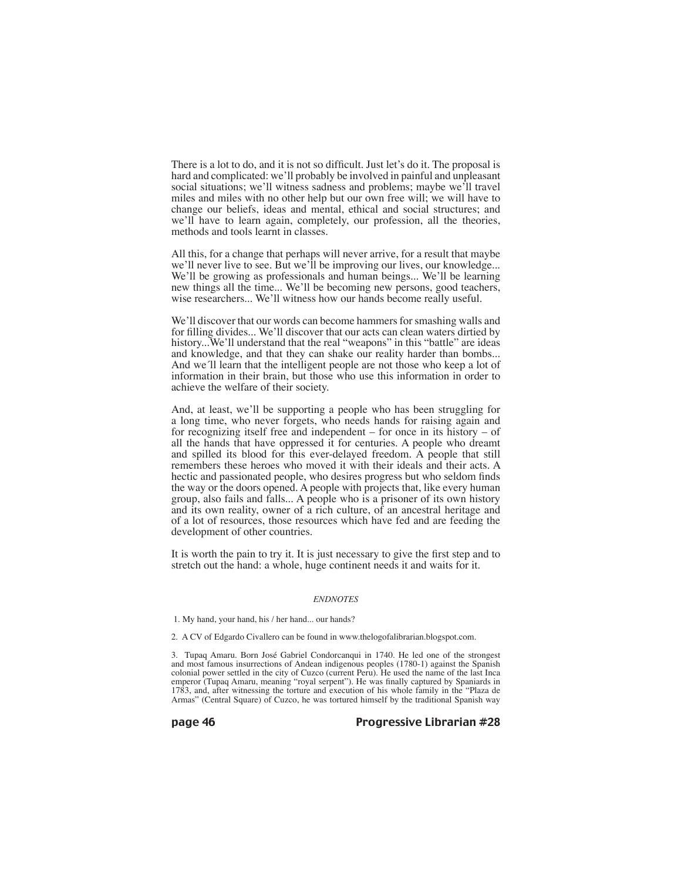There is a lot to do, and it is not so difficult. Just let's do it. The proposal is hard and complicated: we'll probably be involved in painful and unpleasant social situations; we'll witness sadness and problems; maybe we'll travel miles and miles with no other help but our own free will; we will have to change our beliefs, ideas and mental, ethical and social structures; and we'll have to learn again, completely, our profession, all the theories, methods and tools learnt in classes.

All this, for a change that perhaps will never arrive, for a result that maybe we'll never live to see. But we'll be improving our lives, our knowledge... We'll be growing as professionals and human beings... We'll be learning new things all the time... We'll be becoming new persons, good teachers, wise researchers... We'll witness how our hands become really useful.

We'll discover that our words can become hammers for smashing walls and for filling divides... We'll discover that our acts can clean waters dirtied by history...We'll understand that the real "weapons" in this "battle" are ideas and knowledge, and that they can shake our reality harder than bombs... And we´ll learn that the intelligent people are not those who keep a lot of information in their brain, but those who use this information in order to achieve the welfare of their society.

And, at least, we'll be supporting a people who has been struggling for a long time, who never forgets, who needs hands for raising again and for recognizing itself free and independent – for once in its history – of all the hands that have oppressed it for centuries. A people who dreamt and spilled its blood for this ever-delayed freedom. A people that still remembers these heroes who moved it with their ideals and their acts. A hectic and passionated people, who desires progress but who seldom finds the way or the doors opened. A people with projects that, like every human group, also fails and falls... A people who is a prisoner of its own history and its own reality, owner of a rich culture, of an ancestral heritage and of a lot of resources, those resources which have fed and are feeding the development of other countries.

It is worth the pain to try it. It is just necessary to give the first step and to stretch out the hand: a whole, huge continent needs it and waits for it.

*ENDNOTES*

1. My hand, your hand, his / her hand... our hands?

2. A CV of Edgardo Civallero can be found in www.thelogofalibrarian.blogspot.com.

3. Tupaq Amaru. Born José Gabriel Condorcanqui in 1740. He led one of the strongest and most famous insurrections of Andean indigenous peoples (1780-1) against the Spanish colonial power settled in the city of Cuzco (current Peru). He used the name of the last Inca emperor (Tupaq Amaru, meaning "royal serpent"). He was finally captured by Spaniards in 1783, and, after witnessing the torture and execution of his whole family in the "Plaza de Armas" (Central Square) of Cuzco, he was tortured himself by the traditional Spanish way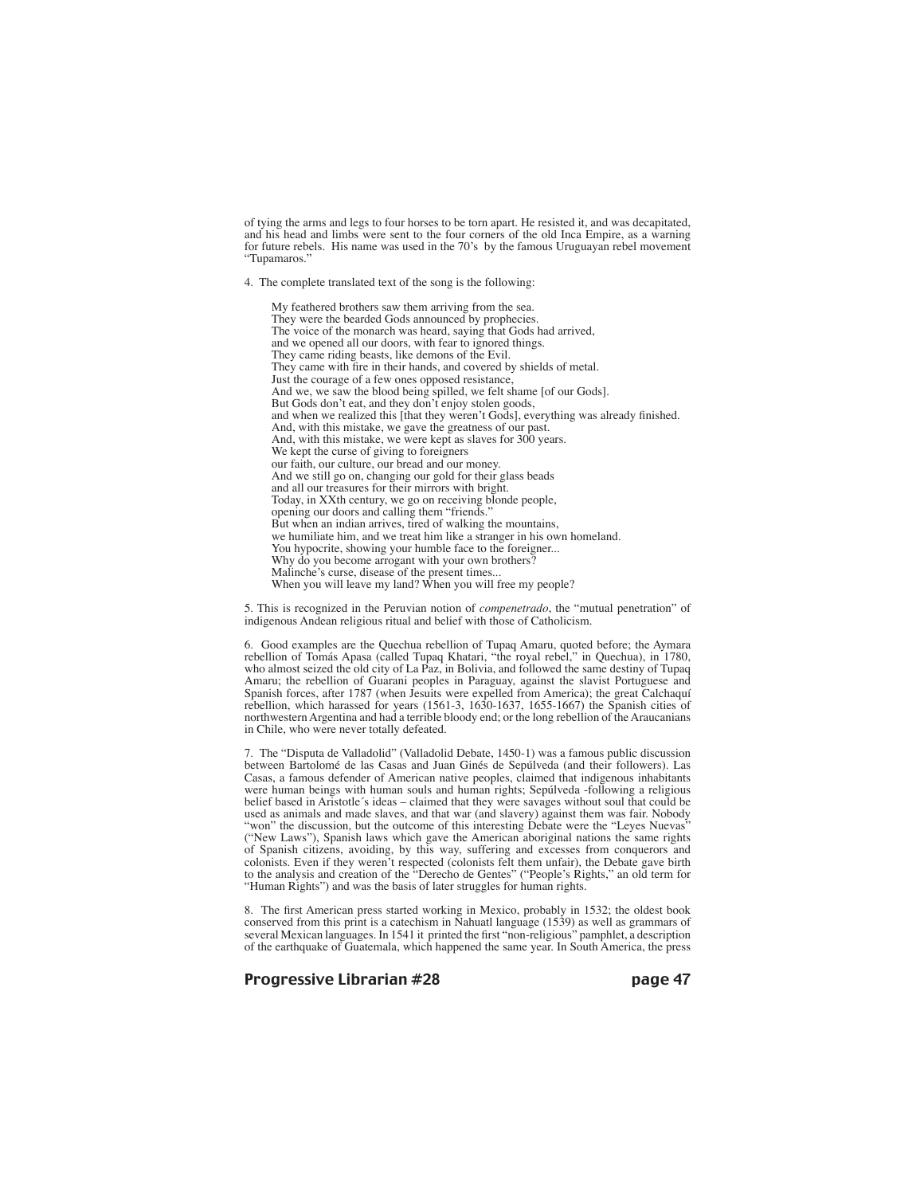of tying the arms and legs to four horses to be torn apart. He resisted it, and was decapitated, and his head and limbs were sent to the four corners of the old Inca Empire, as a warning for future rebels. His name was used in the 70's by the famous Uruguayan rebel movement "Tupamaros."

4. The complete translated text of the song is the following:

> My feathered brothers saw them arriving from the sea.  
> They were the bearded Gods announced by prophecies.  
> The voice of the monarch was heard, saying that Gods had arrived,  
> and we opened all our doors, with fear to ignored things.  
> They came riding beasts, like demons of the Evil.  
> They came with fire in their hands, and covered by shields of metal.  
> Just the courage of a few ones opposed resistance,  
> And we, we saw the blood being spilled, we felt shame [of our Gods].  
> But Gods don't eat, and they don't enjoy stolen goods,  
> and when we realized this [that they weren't Gods], everything was already finished.  
> And, with this mistake, we gave the greatness of our past.  
> And, with this mistake, we were kept as slaves for 300 years.  
> We kept the curse of giving to foreigners  
> our faith, our culture, our bread and our money.  
> And we still go on, changing our gold for their glass beads  
> and all our treasures for their mirrors with bright.  
> Today, in XXth century, we go on receiving blonde people,  
> opening our doors and calling them "friends."  
> But when an indian arrives, tired of walking the mountains,  
> we humiliate him, and we treat him like a stranger in his own homeland.  
> You hypocrite, showing your humble face to the foreigner...  
> Why do you become arrogant with your own brothers?  
> Malinche's curse, disease of the present times...  
> When you will leave my land? When you will free my people?

5. This is recognized in the Peruvian notion of *compenetrado*, the "mutual penetration" of indigenous Andean religious ritual and belief with those of Catholicism.

6. Good examples are the Quechua rebellion of Tupaq Amaru, quoted before; the Aymara rebellion of Tomás Apasa (called Tupaq Khatari, "the royal rebel," in Quechua), in 1780, who almost seized the old city of La Paz, in Bolivia, and followed the same destiny of Tupaq Amaru; the rebellion of Guarani peoples in Paraguay, against the slavist Portuguese and Spanish forces, after 1787 (when Jesuits were expelled from America); the great Calchaquí rebellion, which harassed for years (1561-3, 1630-1637, 1655-1667) the Spanish cities of northwestern Argentina and had a terrible bloody end; or the long rebellion of the Araucanians in Chile, who were never totally defeated.

7. The "Disputa de Valladolid" (Valladolid Debate, 1450-1) was a famous public discussion between Bartolomé de las Casas and Juan Ginés de Sepúlveda (and their followers). Las Casas, a famous defender of American native peoples, claimed that indigenous inhabitants were human beings with human souls and human rights; Sepúlveda -following a religious belief based in Aristotle´s ideas – claimed that they were savages without soul that could be used as animals and made slaves, and that war (and slavery) against them was fair. Nobody "won" the discussion, but the outcome of this interesting Debate were the "Leyes Nuevas" ("New Laws"), Spanish laws which gave the American aboriginal nations the same rights of Spanish citizens, avoiding, by this way, suffering and excesses from conquerors and colonists. Even if they weren't respected (colonists felt them unfair), the Debate gave birth to the analysis and creation of the "Derecho de Gentes" ("People's Rights," an old term for "Human Rights") and was the basis of later struggles for human rights.

8. The first American press started working in Mexico, probably in 1532; the oldest book conserved from this print is a catechism in Nahuatl language (1539) as well as grammars of several Mexican languages. In 1541 it printed the first "non-religious" pamphlet, a description of the earthquake of Guatemala, which happened the same year. In South America, the press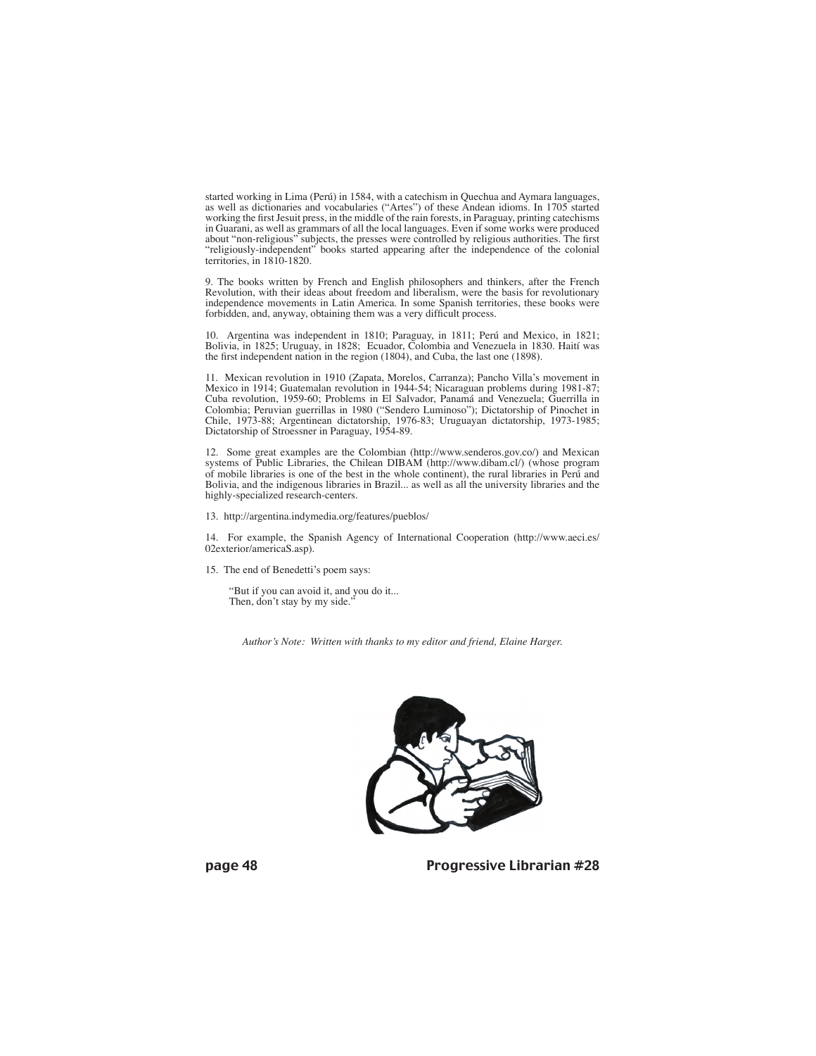started working in Lima (Perú) in 1584, with a catechism in Quechua and Aymara languages, as well as dictionaries and vocabularies ("Artes") of these Andean idioms. In 1705 started working the first Jesuit press, in the middle of the rain forests, in Paraguay, printing catechisms in Guarani, as well as grammars of all the local languages. Even if some works were produced about "non-religious" subjects, the presses were controlled by religious authorities. The first "religiously-independent" books started appearing after the independence of the colonial territories, in 1810-1820.

9. The books written by French and English philosophers and thinkers, after the French Revolution, with their ideas about freedom and liberalism, were the basis for revolutionary independence movements in Latin America. In some Spanish territories, these books were forbidden, and, anyway, obtaining them was a very difficult process.

10. Argentina was independent in 1810; Paraguay, in 1811; Perú and Mexico, in 1821; Bolivia, in 1825; Uruguay, in 1828; Ecuador, Colombia and Venezuela in 1830. Haití was the first independent nation in the region (1804), and Cuba, the last one (1898).

11. Mexican revolution in 1910 (Zapata, Morelos, Carranza); Pancho Villa's movement in Mexico in 1914; Guatemalan revolution in 1944-54; Nicaraguan problems during 1981-87; Cuba revolution, 1959-60; Problems in El Salvador, Panamá and Venezuela; Guerrilla in Colombia; Peruvian guerrillas in 1980 ("Sendero Luminoso"); Dictatorship of Pinochet in Chile, 1973-88; Argentinean dictatorship, 1976-83; Uruguayan dictatorship, 1973-1985; Dictatorship of Stroessner in Paraguay, 1954-89.

12. Some great examples are the Colombian (http://www.senderos.gov.co/) and Mexican systems of Public Libraries, the Chilean DIBAM (http://www.dibam.cl/) (whose program of mobile libraries is one of the best in the whole continent), the rural libraries in Perú and Bolivia, and the indigenous libraries in Brazil... as well as all the university libraries and the highly-specialized research-centers.

13. http://argentina.indymedia.org/features/pueblos/

14. For example, the Spanish Agency of International Cooperation (http://www.aeci.es/02exterior/americaS.asp).

15. The end of Benedetti's poem says:

> "But if you can avoid it, and you do it...
> Then, don't stay by my side."

*Author's Note: Written with thanks to my editor and friend, Elaine Harger.*